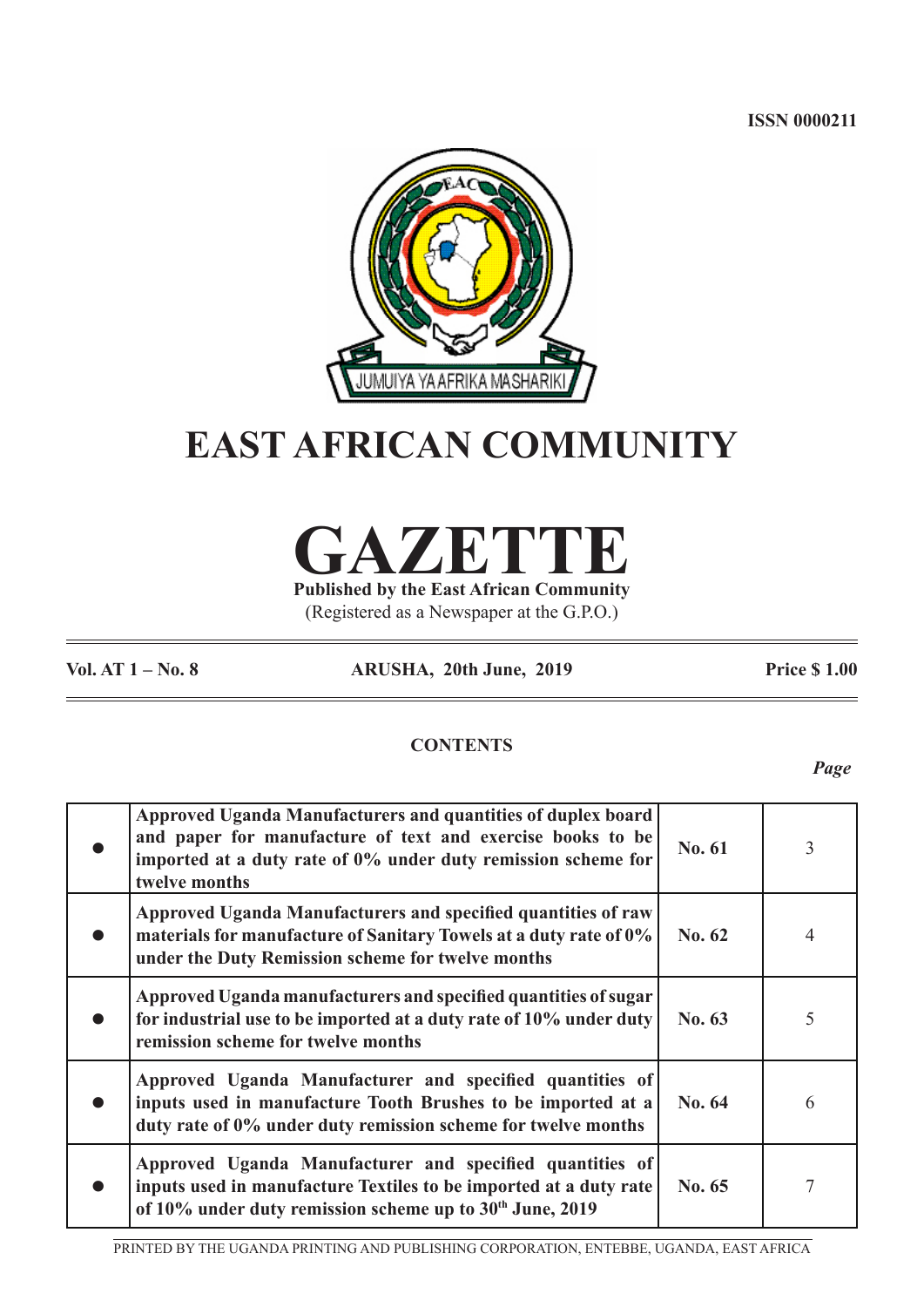ISSN 0000211

# EAST AFRICAN COMMUNITY

# GAZETTE

**Published by the East African Community**

(Registered as a Newspaper at the G.P.O.)

**Vol. AT 1 – No. 8** **ARUSHA, 20th June, 2019** **Price $ 1.00**

## CONTENTS

| | | | *Page* |
|---|---|---|---|
| ● | **Approved Uganda Manufacturers and quantities of duplex board and paper for manufacture of text and exercise books to be imported at a duty rate of 0% under duty remission scheme for twelve months** | **No. 61** | 3 |
| ● | **Approved Uganda Manufacturers and specified quantities of raw materials for manufacture of Sanitary Towels at a duty rate of 0% under the Duty Remission scheme for twelve months** | **No. 62** | 4 |
| ● | **Approved Uganda manufacturers and specified quantities of sugar for industrial use to be imported at a duty rate of 10% under duty remission scheme for twelve months** | **No. 63** | 5 |
| ● | **Approved Uganda Manufacturer and specified quantities of inputs used in manufacture Tooth Brushes to be imported at a duty rate of 0% under duty remission scheme for twelve months** | **No. 64** | 6 |
| ● | **Approved Uganda Manufacturer and specified quantities of inputs used in manufacture Textiles to be imported at a duty rate of 10% under duty remission scheme up to 30th June, 2019** | **No. 65** | 7 |

PRINTED BY THE UGANDA PRINTING AND PUBLISHING CORPORATION, ENTEBBE, UGANDA, EAST AFRICA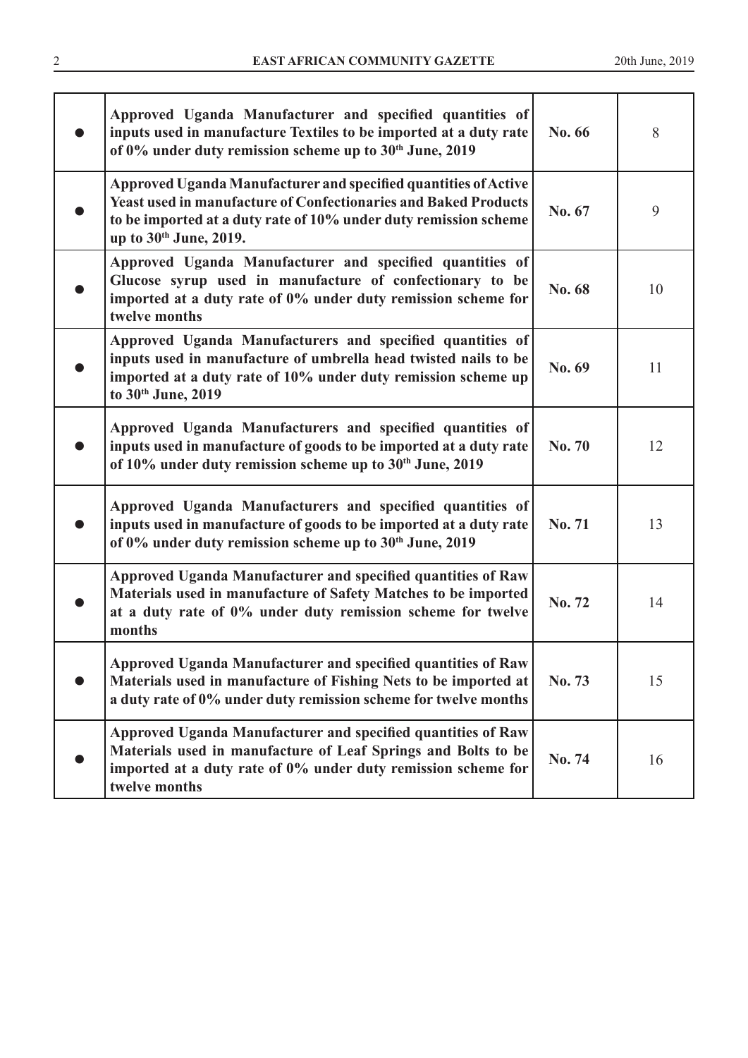| | | | |
|---|---|---|---|
| ● | **Approved Uganda Manufacturer and specified quantities of inputs used in manufacture Textiles to be imported at a duty rate of 0% under duty remission scheme up to 30th June, 2019** | **No. 66** | 8 |
| ● | **Approved Uganda Manufacturer and specified quantities of Active Yeast used in manufacture of Confectionaries and Baked Products to be imported at a duty rate of 10% under duty remission scheme up to 30th June, 2019.** | **No. 67** | 9 |
| ● | **Approved Uganda Manufacturer and specified quantities of Glucose syrup used in manufacture of confectionary to be imported at a duty rate of 0% under duty remission scheme for twelve months** | **No. 68** | 10 |
| ● | **Approved Uganda Manufacturers and specified quantities of inputs used in manufacture of umbrella head twisted nails to be imported at a duty rate of 10% under duty remission scheme up to 30th June, 2019** | **No. 69** | 11 |
| ● | **Approved Uganda Manufacturers and specified quantities of inputs used in manufacture of goods to be imported at a duty rate of 10% under duty remission scheme up to 30th June, 2019** | **No. 70** | 12 |
| ● | **Approved Uganda Manufacturers and specified quantities of inputs used in manufacture of goods to be imported at a duty rate of 0% under duty remission scheme up to 30th June, 2019** | **No. 71** | 13 |
| ● | **Approved Uganda Manufacturer and specified quantities of Raw Materials used in manufacture of Safety Matches to be imported at a duty rate of 0% under duty remission scheme for twelve months** | **No. 72** | 14 |
| ● | **Approved Uganda Manufacturer and specified quantities of Raw Materials used in manufacture of Fishing Nets to be imported at a duty rate of 0% under duty remission scheme for twelve months** | **No. 73** | 15 |
| ● | **Approved Uganda Manufacturer and specified quantities of Raw Materials used in manufacture of Leaf Springs and Bolts to be imported at a duty rate of 0% under duty remission scheme for twelve months** | **No. 74** | 16 |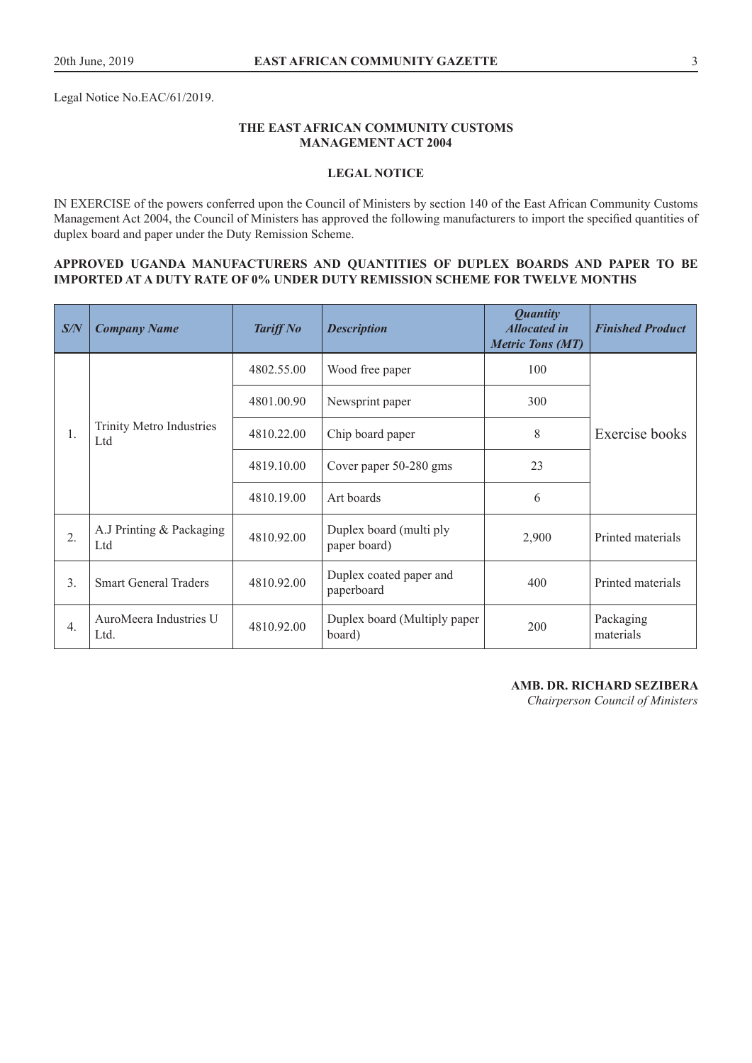Legal Notice No.EAC/61/2019.

**THE EAST AFRICAN COMMUNITY CUSTOMS MANAGEMENT ACT 2004**

**LEGAL NOTICE**

IN EXERCISE of the powers conferred upon the Council of Ministers by section 140 of the East African Community Customs Management Act 2004, the Council of Ministers has approved the following manufacturers to import the specified quantities of duplex board and paper under the Duty Remission Scheme.

**APPROVED UGANDA MANUFACTURERS AND QUANTITIES OF DUPLEX BOARDS AND PAPER TO BE IMPORTED AT A DUTY RATE OF 0% UNDER DUTY REMISSION SCHEME FOR TWELVE MONTHS**

| *S/N* | *Company Name* | *Tariff No* | *Description* | *Quantity Allocated in Metric Tons (MT)* | *Finished Product* |
|---|---|---|---|---|---|
| 1. | Trinity Metro Industries Ltd | 4802.55.00 | Wood free paper | 100 | Exercise books |
| | | 4801.00.90 | Newsprint paper | 300 | |
| | | 4810.22.00 | Chip board paper | 8 | |
| | | 4819.10.00 | Cover paper 50-280 gms | 23 | |
| | | 4810.19.00 | Art boards | 6 | |
| 2. | A.J Printing & Packaging Ltd | 4810.92.00 | Duplex board (multi ply paper board) | 2,900 | Printed materials |
| 3. | Smart General Traders | 4810.92.00 | Duplex coated paper and paperboard | 400 | Printed materials |
| 4. | AuroMeera Industries U Ltd. | 4810.92.00 | Duplex board (Multiply paper board) | 200 | Packaging materials |

**AMB. DR. RICHARD SEZIBERA**
*Chairperson Council of Ministers*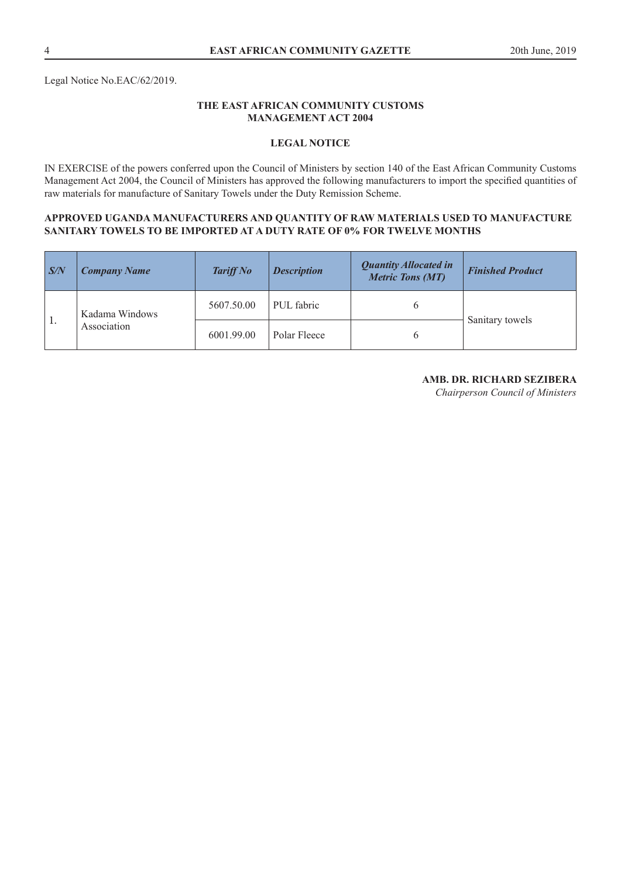Legal Notice No.EAC/62/2019.

### THE EAST AFRICAN COMMUNITY CUSTOMS MANAGEMENT ACT 2004

### LEGAL NOTICE

IN EXERCISE of the powers conferred upon the Council of Ministers by section 140 of the East African Community Customs Management Act 2004, the Council of Ministers has approved the following manufacturers to import the specified quantities of raw materials for manufacture of Sanitary Towels under the Duty Remission Scheme.

**APPROVED UGANDA MANUFACTURERS AND QUANTITY OF RAW MATERIALS USED TO MANUFACTURE SANITARY TOWELS TO BE IMPORTED AT A DUTY RATE OF 0% FOR TWELVE MONTHS**

| *S/N* | *Company Name* | *Tariff No* | *Description* | *Quantity Allocated in Metric Tons (MT)* | *Finished Product* |
|---|---|---|---|---|---|
| 1. | Kadama Windows Association | 5607.50.00 | PUL fabric | 6 | Sanitary towels |
| | | 6001.99.00 | Polar Fleece | 6 | |

**AMB. DR. RICHARD SEZIBERA**
*Chairperson Council of Ministers*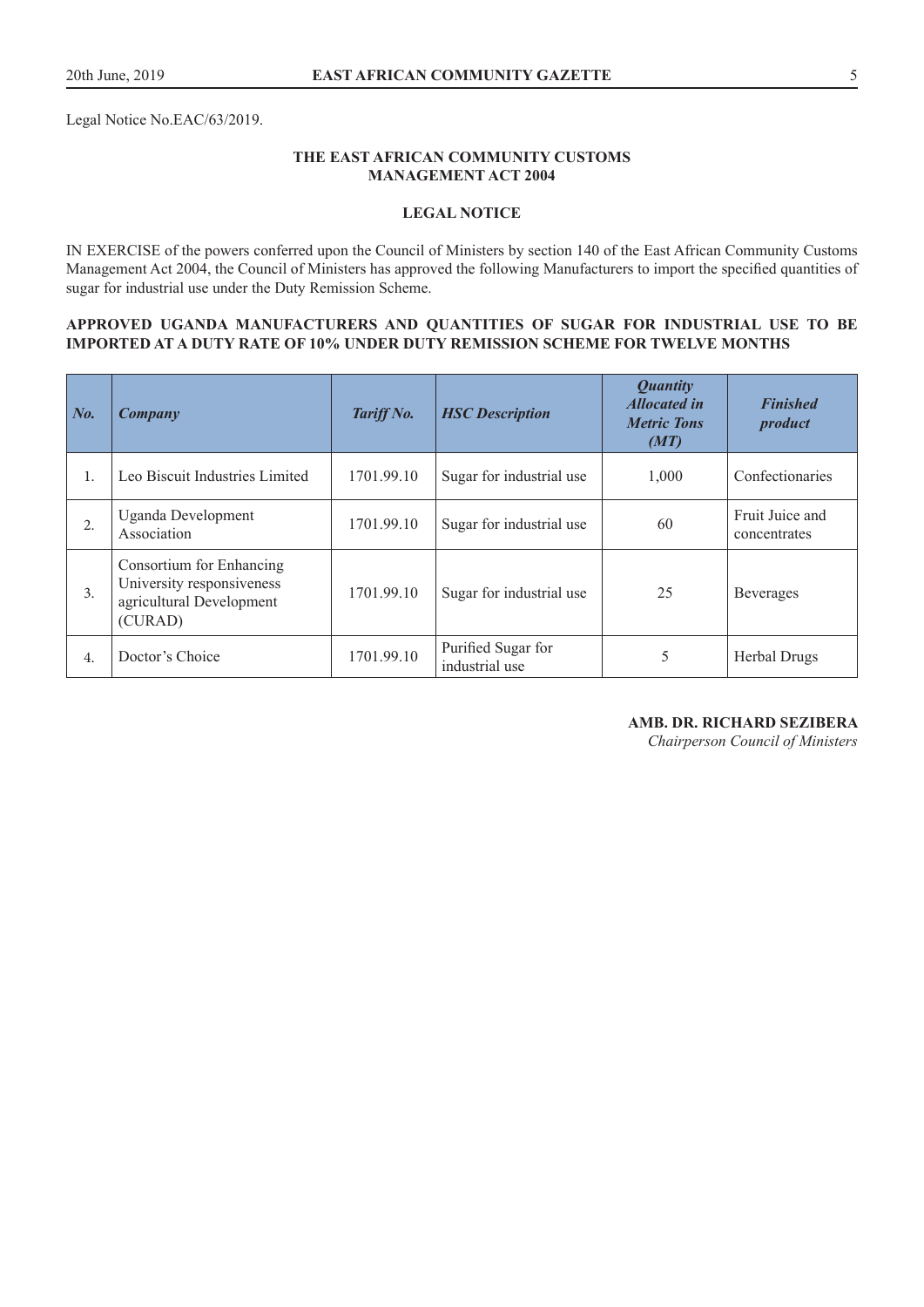Legal Notice No.EAC/63/2019.

**THE EAST AFRICAN COMMUNITY CUSTOMS MANAGEMENT ACT 2004**

**LEGAL NOTICE**

IN EXERCISE of the powers conferred upon the Council of Ministers by section 140 of the East African Community Customs Management Act 2004, the Council of Ministers has approved the following Manufacturers to import the specified quantities of sugar for industrial use under the Duty Remission Scheme.

**APPROVED UGANDA MANUFACTURERS AND QUANTITIES OF SUGAR FOR INDUSTRIAL USE TO BE IMPORTED AT A DUTY RATE OF 10% UNDER DUTY REMISSION SCHEME FOR TWELVE MONTHS**

| *No.* | *Company* | *Tariff No.* | *HSC Description* | *Quantity Allocated in Metric Tons (MT)* | *Finished product* |
|---|---|---|---|---|---|
| 1. | Leo Biscuit Industries Limited | 1701.99.10 | Sugar for industrial use | 1,000 | Confectionaries |
| 2. | Uganda Development Association | 1701.99.10 | Sugar for industrial use | 60 | Fruit Juice and concentrates |
| 3. | Consortium for Enhancing University responsiveness agricultural Development (CURAD) | 1701.99.10 | Sugar for industrial use | 25 | Beverages |
| 4. | Doctor's Choice | 1701.99.10 | Purified Sugar for industrial use | 5 | Herbal Drugs |

**AMB. DR. RICHARD SEZIBERA**
*Chairperson Council of Ministers*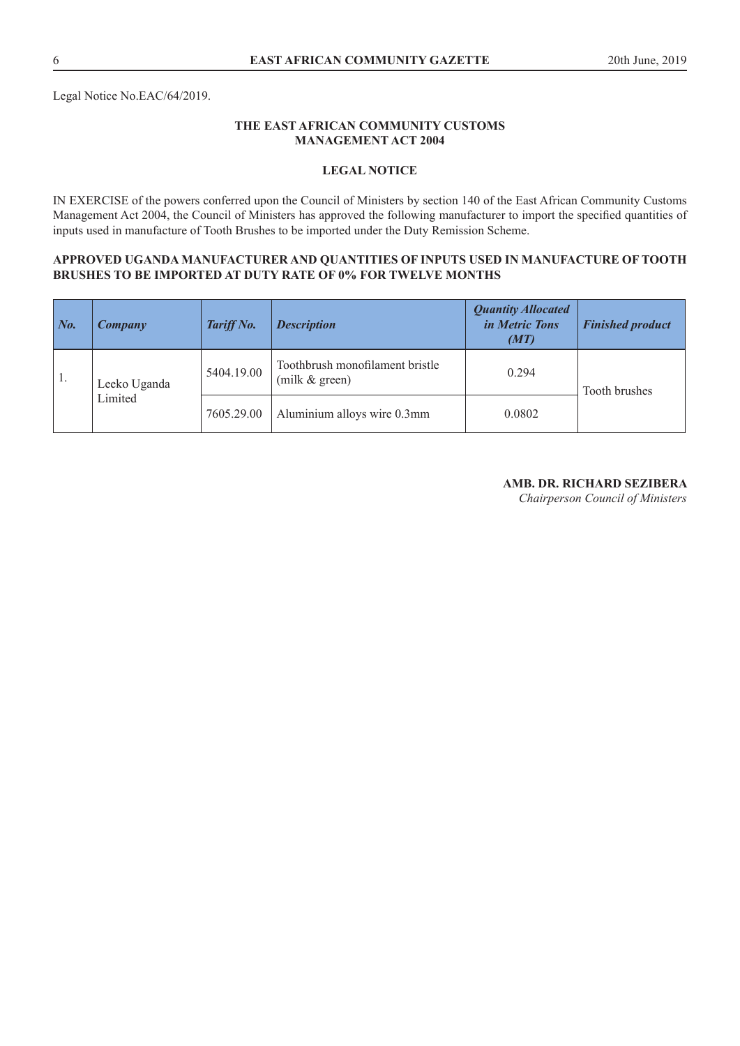Legal Notice No.EAC/64/2019.

**THE EAST AFRICAN COMMUNITY CUSTOMS MANAGEMENT ACT 2004**

**LEGAL NOTICE**

IN EXERCISE of the powers conferred upon the Council of Ministers by section 140 of the East African Community Customs Management Act 2004, the Council of Ministers has approved the following manufacturer to import the specified quantities of inputs used in manufacture of Tooth Brushes to be imported under the Duty Remission Scheme.

**APPROVED UGANDA MANUFACTURER AND QUANTITIES OF INPUTS USED IN MANUFACTURE OF TOOTH BRUSHES TO BE IMPORTED AT DUTY RATE OF 0% FOR TWELVE MONTHS**

| *No.* | *Company* | *Tariff No.* | *Description* | *Quantity Allocated in Metric Tons (MT)* | *Finished product* |
|---|---|---|---|---|---|
| 1. | Leeko Uganda Limited | 5404.19.00 | Toothbrush monofilament bristle (milk & green) | 0.294 | Tooth brushes |
| | | 7605.29.00 | Aluminium alloys wire 0.3mm | 0.0802 | |

**AMB. DR. RICHARD SEZIBERA**
*Chairperson Council of Ministers*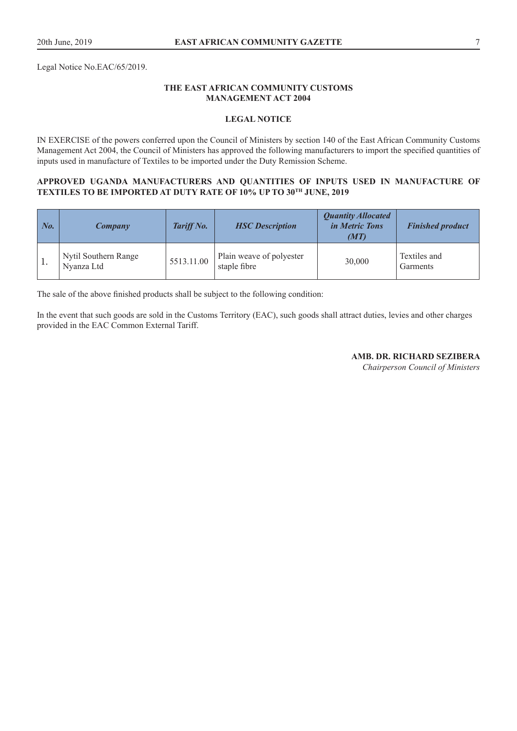Legal Notice No.EAC/65/2019.

**THE EAST AFRICAN COMMUNITY CUSTOMS MANAGEMENT ACT 2004**

**LEGAL NOTICE**

IN EXERCISE of the powers conferred upon the Council of Ministers by section 140 of the East African Community Customs Management Act 2004, the Council of Ministers has approved the following manufacturers to import the specified quantities of inputs used in manufacture of Textiles to be imported under the Duty Remission Scheme.

**APPROVED UGANDA MANUFACTURERS AND QUANTITIES OF INPUTS USED IN MANUFACTURE OF TEXTILES TO BE IMPORTED AT DUTY RATE OF 10% UP TO 30TH JUNE, 2019**

| *No.* | *Company* | *Tariff No.* | *HSC Description* | *Quantity Allocated in Metric Tons (MT)* | *Finished product* |
|---|---|---|---|---|---|
| 1. | Nytil Southern Range Nyanza Ltd | 5513.11.00 | Plain weave of polyester staple fibre | 30,000 | Textiles and Garments |

The sale of the above finished products shall be subject to the following condition:

In the event that such goods are sold in the Customs Territory (EAC), such goods shall attract duties, levies and other charges provided in the EAC Common External Tariff.

**AMB. DR. RICHARD SEZIBERA**
*Chairperson Council of Ministers*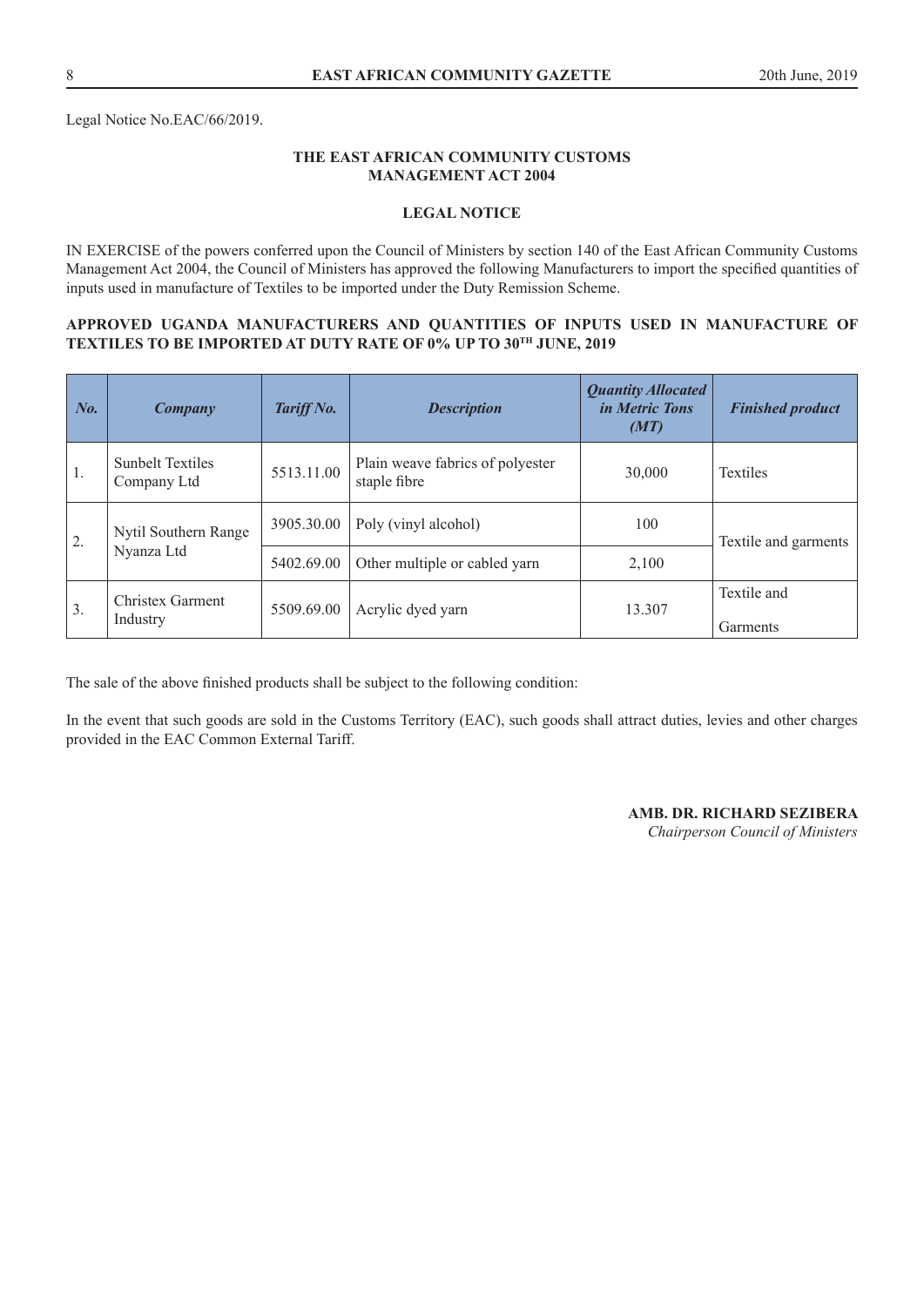Legal Notice No.EAC/66/2019.

**THE EAST AFRICAN COMMUNITY CUSTOMS MANAGEMENT ACT 2004**

**LEGAL NOTICE**

IN EXERCISE of the powers conferred upon the Council of Ministers by section 140 of the East African Community Customs Management Act 2004, the Council of Ministers has approved the following Manufacturers to import the specified quantities of inputs used in manufacture of Textiles to be imported under the Duty Remission Scheme.

**APPROVED UGANDA MANUFACTURERS AND QUANTITIES OF INPUTS USED IN MANUFACTURE OF TEXTILES TO BE IMPORTED AT DUTY RATE OF 0% UP TO 30TH JUNE, 2019**

| *No.* | *Company* | *Tariff No.* | *Description* | *Quantity Allocated in Metric Tons (MT)* | *Finished product* |
|---|---|---|---|---|---|
| 1. | Sunbelt Textiles Company Ltd | 5513.11.00 | Plain weave fabrics of polyester staple fibre | 30,000 | Textiles |
| 2. | Nytil Southern Range Nyanza Ltd | 3905.30.00 | Poly (vinyl alcohol) | 100 | Textile and garments |
| | | 5402.69.00 | Other multiple or cabled yarn | 2,100 | |
| 3. | Christex Garment Industry | 5509.69.00 | Acrylic dyed yarn | 13.307 | Textile and Garments |

The sale of the above finished products shall be subject to the following condition:

In the event that such goods are sold in the Customs Territory (EAC), such goods shall attract duties, levies and other charges provided in the EAC Common External Tariff.

**AMB. DR. RICHARD SEZIBERA**
*Chairperson Council of Ministers*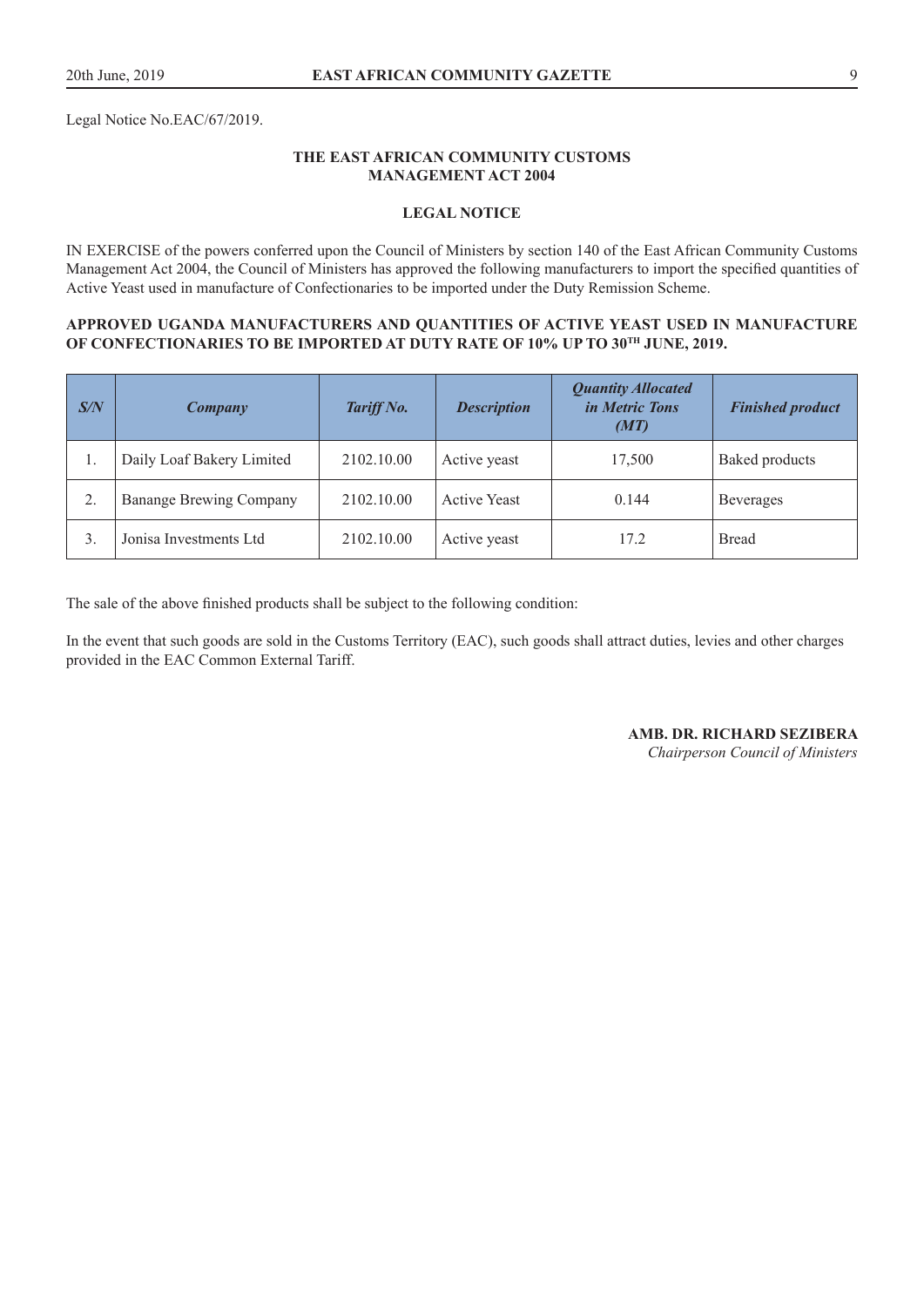Legal Notice No.EAC/67/2019.

**THE EAST AFRICAN COMMUNITY CUSTOMS MANAGEMENT ACT 2004**

**LEGAL NOTICE**

IN EXERCISE of the powers conferred upon the Council of Ministers by section 140 of the East African Community Customs Management Act 2004, the Council of Ministers has approved the following manufacturers to import the specified quantities of Active Yeast used in manufacture of Confectionaries to be imported under the Duty Remission Scheme.

**APPROVED UGANDA MANUFACTURERS AND QUANTITIES OF ACTIVE YEAST USED IN MANUFACTURE OF CONFECTIONARIES TO BE IMPORTED AT DUTY RATE OF 10% UP TO 30TH JUNE, 2019.**

| *S/N* | *Company* | *Tariff No.* | *Description* | *Quantity Allocated in Metric Tons (MT)* | *Finished product* |
|---|---|---|---|---|---|
| 1. | Daily Loaf Bakery Limited | 2102.10.00 | Active yeast | 17,500 | Baked products |
| 2. | Banange Brewing Company | 2102.10.00 | Active Yeast | 0.144 | Beverages |
| 3. | Jonisa Investments Ltd | 2102.10.00 | Active yeast | 17.2 | Bread |

The sale of the above finished products shall be subject to the following condition:

In the event that such goods are sold in the Customs Territory (EAC), such goods shall attract duties, levies and other charges provided in the EAC Common External Tariff.

**AMB. DR. RICHARD SEZIBERA**
*Chairperson Council of Ministers*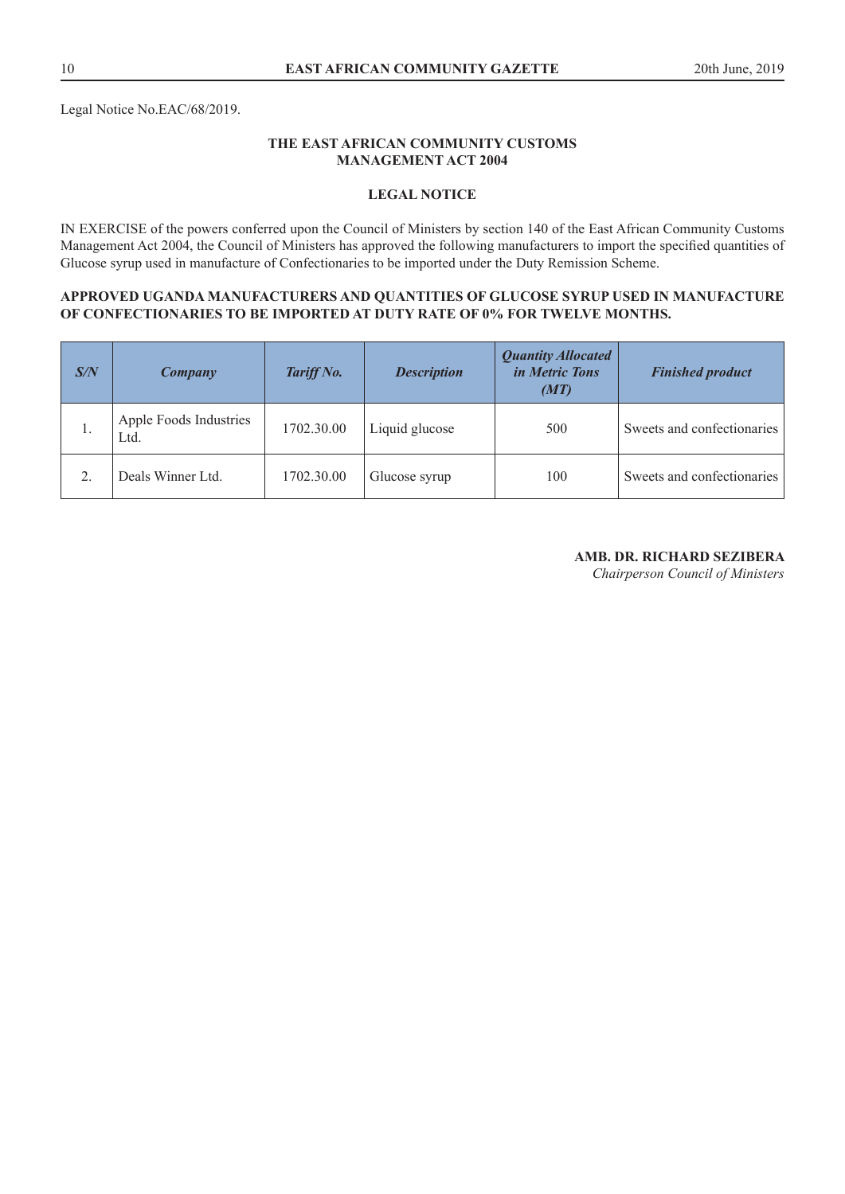Legal Notice No.EAC/68/2019.

**THE EAST AFRICAN COMMUNITY CUSTOMS MANAGEMENT ACT 2004**

**LEGAL NOTICE**

IN EXERCISE of the powers conferred upon the Council of Ministers by section 140 of the East African Community Customs Management Act 2004, the Council of Ministers has approved the following manufacturers to import the specified quantities of Glucose syrup used in manufacture of Confectionaries to be imported under the Duty Remission Scheme.

**APPROVED UGANDA MANUFACTURERS AND QUANTITIES OF GLUCOSE SYRUP USED IN MANUFACTURE OF CONFECTIONARIES TO BE IMPORTED AT DUTY RATE OF 0% FOR TWELVE MONTHS.**

| ***S/N*** | ***Company*** | ***Tariff No.*** | ***Description*** | ***Quantity Allocated in Metric Tons (MT)*** | ***Finished product*** |
|---|---|---|---|---|---|
| 1. | Apple Foods Industries Ltd. | 1702.30.00 | Liquid glucose | 500 | Sweets and confectionaries |
| 2. | Deals Winner Ltd. | 1702.30.00 | Glucose syrup | 100 | Sweets and confectionaries |

**AMB. DR. RICHARD SEZIBERA**
*Chairperson Council of Ministers*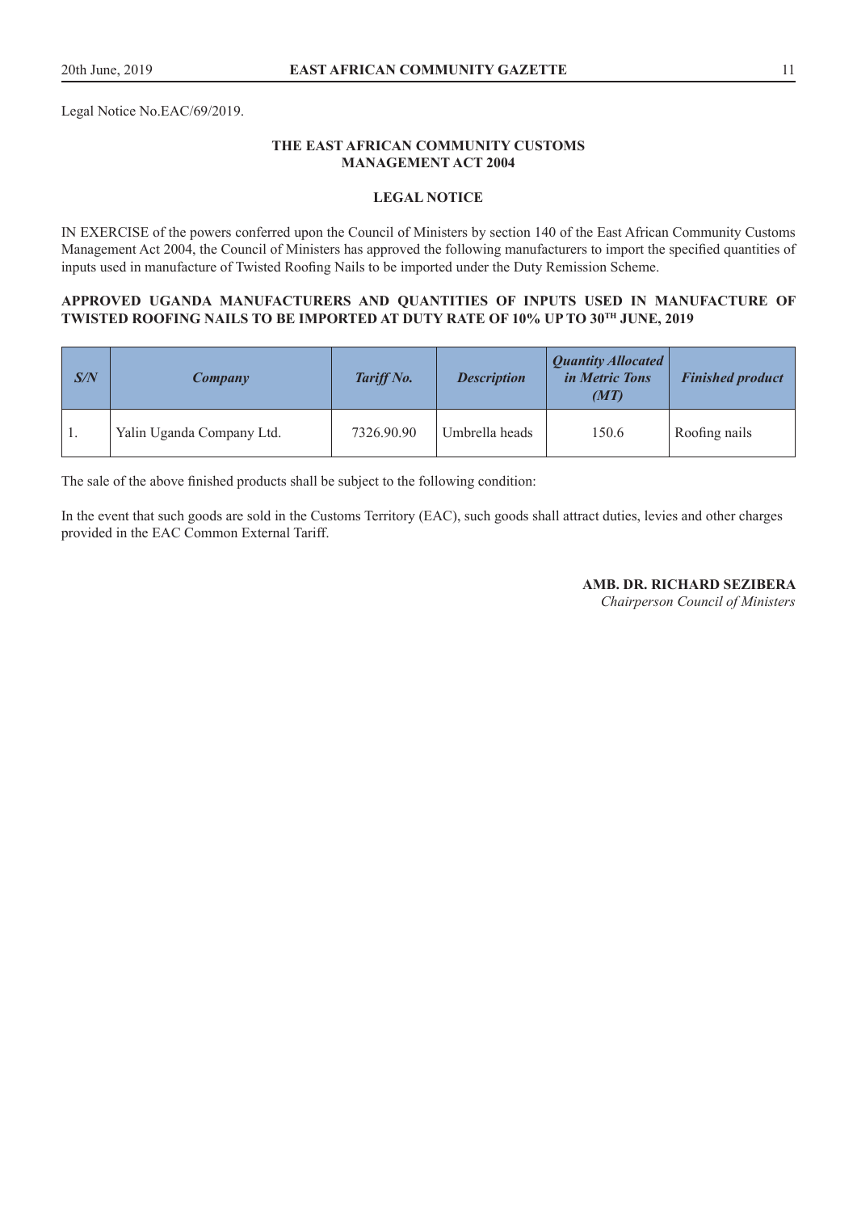Legal Notice No.EAC/69/2019.

**THE EAST AFRICAN COMMUNITY CUSTOMS MANAGEMENT ACT 2004**

**LEGAL NOTICE**

IN EXERCISE of the powers conferred upon the Council of Ministers by section 140 of the East African Community Customs Management Act 2004, the Council of Ministers has approved the following manufacturers to import the specified quantities of inputs used in manufacture of Twisted Roofing Nails to be imported under the Duty Remission Scheme.

**APPROVED UGANDA MANUFACTURERS AND QUANTITIES OF INPUTS USED IN MANUFACTURE OF TWISTED ROOFING NAILS TO BE IMPORTED AT DUTY RATE OF 10% UP TO 30TH JUNE, 2019**

| *S/N* | *Company* | *Tariff No.* | *Description* | *Quantity Allocated in Metric Tons (MT)* | *Finished product* |
|---|---|---|---|---|---|
| 1. | Yalin Uganda Company Ltd. | 7326.90.90 | Umbrella heads | 150.6 | Roofing nails |

The sale of the above finished products shall be subject to the following condition:

In the event that such goods are sold in the Customs Territory (EAC), such goods shall attract duties, levies and other charges provided in the EAC Common External Tariff.

**AMB. DR. RICHARD SEZIBERA**
*Chairperson Council of Ministers*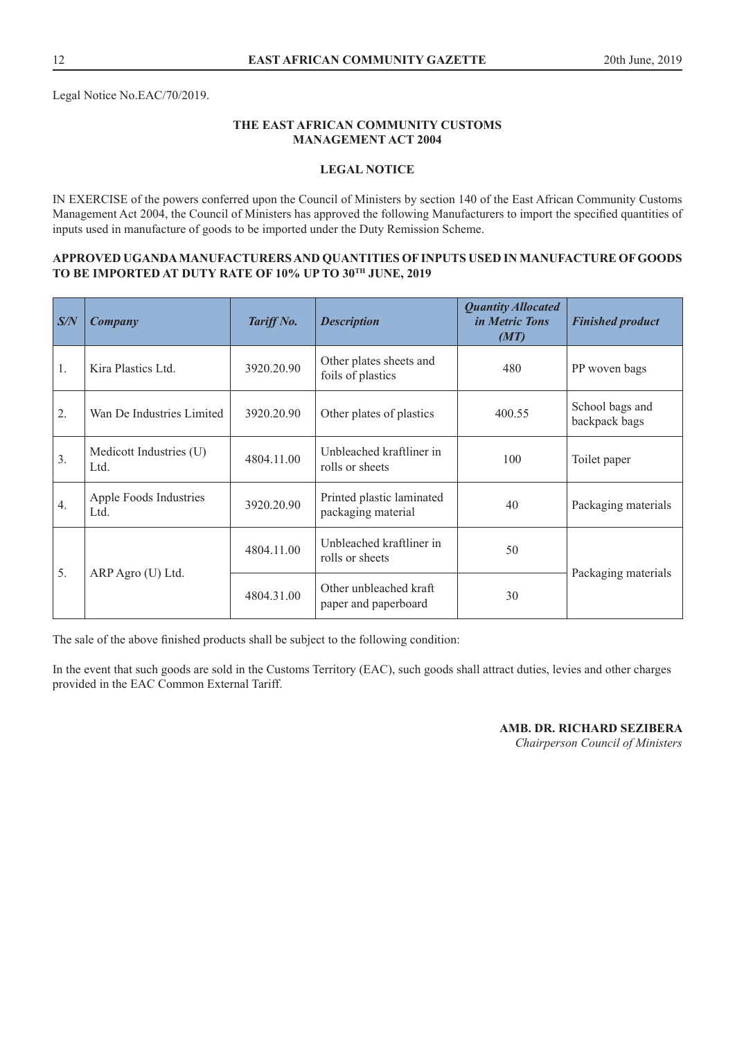Legal Notice No.EAC/70/2019.

**THE EAST AFRICAN COMMUNITY CUSTOMS MANAGEMENT ACT 2004**

**LEGAL NOTICE**

IN EXERCISE of the powers conferred upon the Council of Ministers by section 140 of the East African Community Customs Management Act 2004, the Council of Ministers has approved the following Manufacturers to import the specified quantities of inputs used in manufacture of goods to be imported under the Duty Remission Scheme.

**APPROVED UGANDA MANUFACTURERS AND QUANTITIES OF INPUTS USED IN MANUFACTURE OF GOODS TO BE IMPORTED AT DUTY RATE OF 10% UP TO 30TH JUNE, 2019**

| *S/N* | *Company* | *Tariff No.* | *Description* | *Quantity Allocated in Metric Tons (MT)* | *Finished product* |
|---|---|---|---|---|---|
| 1. | Kira Plastics Ltd. | 3920.20.90 | Other plates sheets and foils of plastics | 480 | PP woven bags |
| 2. | Wan De Industries Limited | 3920.20.90 | Other plates of plastics | 400.55 | School bags and backpack bags |
| 3. | Medicott Industries (U) Ltd. | 4804.11.00 | Unbleached kraftliner in rolls or sheets | 100 | Toilet paper |
| 4. | Apple Foods Industries Ltd. | 3920.20.90 | Printed plastic laminated packaging material | 40 | Packaging materials |
| 5. | ARP Agro (U) Ltd. | 4804.11.00 | Unbleached kraftliner in rolls or sheets | 50 | Packaging materials |
| | | 4804.31.00 | Other unbleached kraft paper and paperboard | 30 | |

The sale of the above finished products shall be subject to the following condition:

In the event that such goods are sold in the Customs Territory (EAC), such goods shall attract duties, levies and other charges provided in the EAC Common External Tariff.

**AMB. DR. RICHARD SEZIBERA**
*Chairperson Council of Ministers*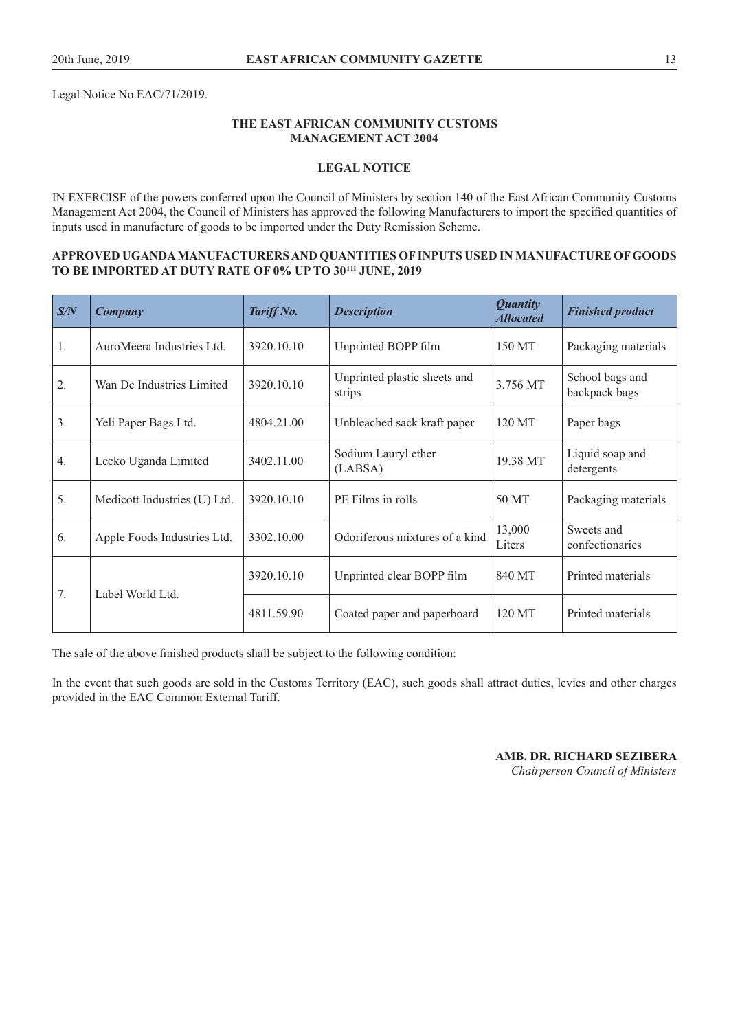Legal Notice No.EAC/71/2019.

**THE EAST AFRICAN COMMUNITY CUSTOMS MANAGEMENT ACT 2004**

**LEGAL NOTICE**

IN EXERCISE of the powers conferred upon the Council of Ministers by section 140 of the East African Community Customs Management Act 2004, the Council of Ministers has approved the following Manufacturers to import the specified quantities of inputs used in manufacture of goods to be imported under the Duty Remission Scheme.

**APPROVED UGANDA MANUFACTURERS AND QUANTITIES OF INPUTS USED IN MANUFACTURE OF GOODS TO BE IMPORTED AT DUTY RATE OF 0% UP TO 30TH JUNE, 2019**

| *S/N* | *Company* | *Tariff No.* | *Description* | *Quantity Allocated* | *Finished product* |
|---|---|---|---|---|---|
| 1. | AuroMeera Industries Ltd. | 3920.10.10 | Unprinted BOPP film | 150 MT | Packaging materials |
| 2. | Wan De Industries Limited | 3920.10.10 | Unprinted plastic sheets and strips | 3.756 MT | School bags and backpack bags |
| 3. | Yeli Paper Bags Ltd. | 4804.21.00 | Unbleached sack kraft paper | 120 MT | Paper bags |
| 4. | Leeko Uganda Limited | 3402.11.00 | Sodium Lauryl ether (LABSA) | 19.38 MT | Liquid soap and detergents |
| 5. | Medicott Industries (U) Ltd. | 3920.10.10 | PE Films in rolls | 50 MT | Packaging materials |
| 6. | Apple Foods Industries Ltd. | 3302.10.00 | Odoriferous mixtures of a kind | 13,000 Liters | Sweets and confectionaries |
| 7. | Label World Ltd. | 3920.10.10 | Unprinted clear BOPP film | 840 MT | Printed materials |
| | | 4811.59.90 | Coated paper and paperboard | 120 MT | Printed materials |

The sale of the above finished products shall be subject to the following condition:

In the event that such goods are sold in the Customs Territory (EAC), such goods shall attract duties, levies and other charges provided in the EAC Common External Tariff.

**AMB. DR. RICHARD SEZIBERA**
*Chairperson Council of Ministers*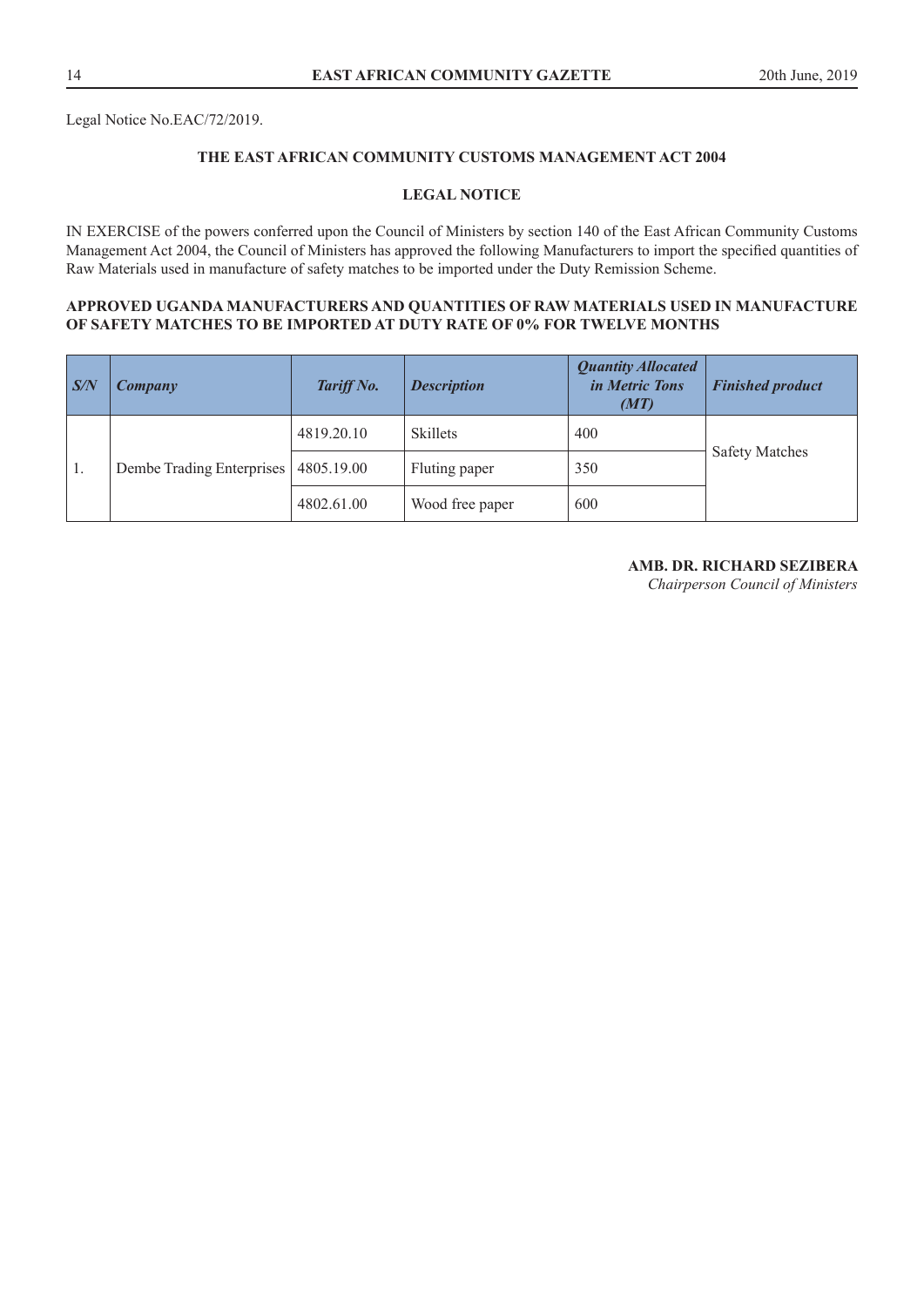Legal Notice No.EAC/72/2019.

## THE EAST AFRICAN COMMUNITY CUSTOMS MANAGEMENT ACT 2004

## LEGAL NOTICE

IN EXERCISE of the powers conferred upon the Council of Ministers by section 140 of the East African Community Customs Management Act 2004, the Council of Ministers has approved the following Manufacturers to import the specified quantities of Raw Materials used in manufacture of safety matches to be imported under the Duty Remission Scheme.

**APPROVED UGANDA MANUFACTURERS AND QUANTITIES OF RAW MATERIALS USED IN MANUFACTURE OF SAFETY MATCHES TO BE IMPORTED AT DUTY RATE OF 0% FOR TWELVE MONTHS**

| *S/N* | *Company* | *Tariff No.* | *Description* | *Quantity Allocated in Metric Tons (MT)* | *Finished product* |
|---|---|---|---|---|---|
| 1. | Dembe Trading Enterprises | 4819.20.10 | Skillets | 400 | Safety Matches |
| | | 4805.19.00 | Fluting paper | 350 | |
| | | 4802.61.00 | Wood free paper | 600 | |

**AMB. DR. RICHARD SEZIBERA**
*Chairperson Council of Ministers*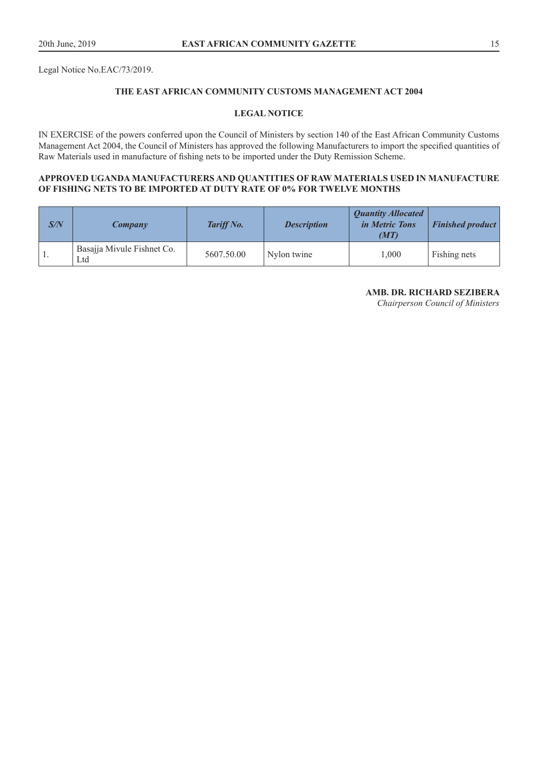Legal Notice No.EAC/73/2019.

**THE EAST AFRICAN COMMUNITY CUSTOMS MANAGEMENT ACT 2004**

**LEGAL NOTICE**

IN EXERCISE of the powers conferred upon the Council of Ministers by section 140 of the East African Community Customs Management Act 2004, the Council of Ministers has approved the following Manufacturers to import the specified quantities of Raw Materials used in manufacture of fishing nets to be imported under the Duty Remission Scheme.

**APPROVED UGANDA MANUFACTURERS AND QUANTITIES OF RAW MATERIALS USED IN MANUFACTURE OF FISHING NETS TO BE IMPORTED AT DUTY RATE OF 0% FOR TWELVE MONTHS**

| ***S/N*** | ***Company*** | ***Tariff No.*** | ***Description*** | ***Quantity Allocated in Metric Tons (MT)*** | ***Finished product*** |
|---|---|---|---|---|---|
| 1. | Basajja Mivule Fishnet Co. Ltd | 5607.50.00 | Nylon twine | 1,000 | Fishing nets |

**AMB. DR. RICHARD SEZIBERA**
*Chairperson Council of Ministers*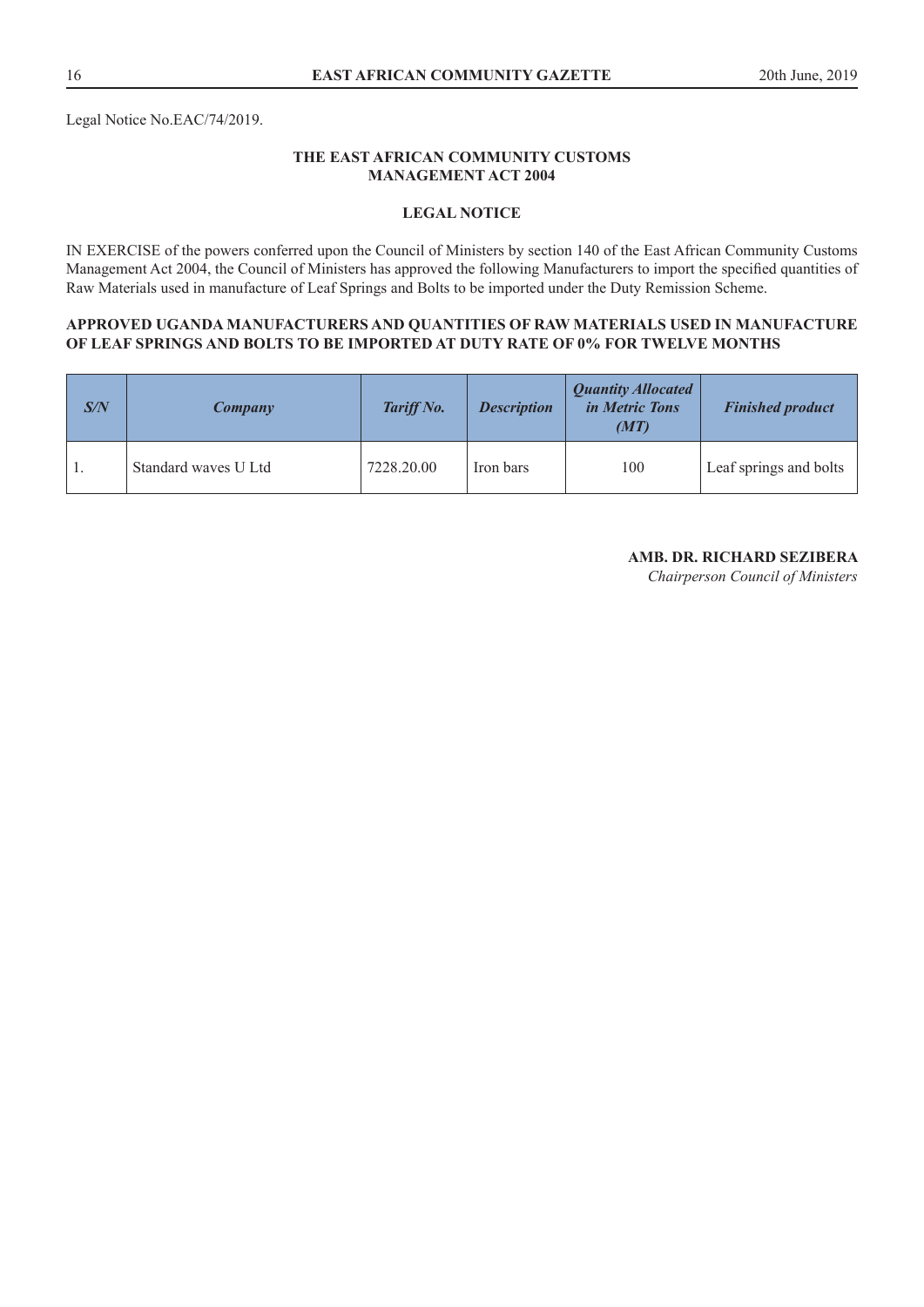Legal Notice No.EAC/74/2019.

**THE EAST AFRICAN COMMUNITY CUSTOMS MANAGEMENT ACT 2004**

**LEGAL NOTICE**

IN EXERCISE of the powers conferred upon the Council of Ministers by section 140 of the East African Community Customs Management Act 2004, the Council of Ministers has approved the following Manufacturers to import the specified quantities of Raw Materials used in manufacture of Leaf Springs and Bolts to be imported under the Duty Remission Scheme.

**APPROVED UGANDA MANUFACTURERS AND QUANTITIES OF RAW MATERIALS USED IN MANUFACTURE OF LEAF SPRINGS AND BOLTS TO BE IMPORTED AT DUTY RATE OF 0% FOR TWELVE MONTHS**

| ***S/N*** | ***Company*** | ***Tariff No.*** | ***Description*** | ***Quantity Allocated in Metric Tons (MT)*** | ***Finished product*** |
|---|---|---|---|---|---|
| 1. | Standard waves U Ltd | 7228.20.00 | Iron bars | 100 | Leaf springs and bolts |

**AMB. DR. RICHARD SEZIBERA**
*Chairperson Council of Ministers*